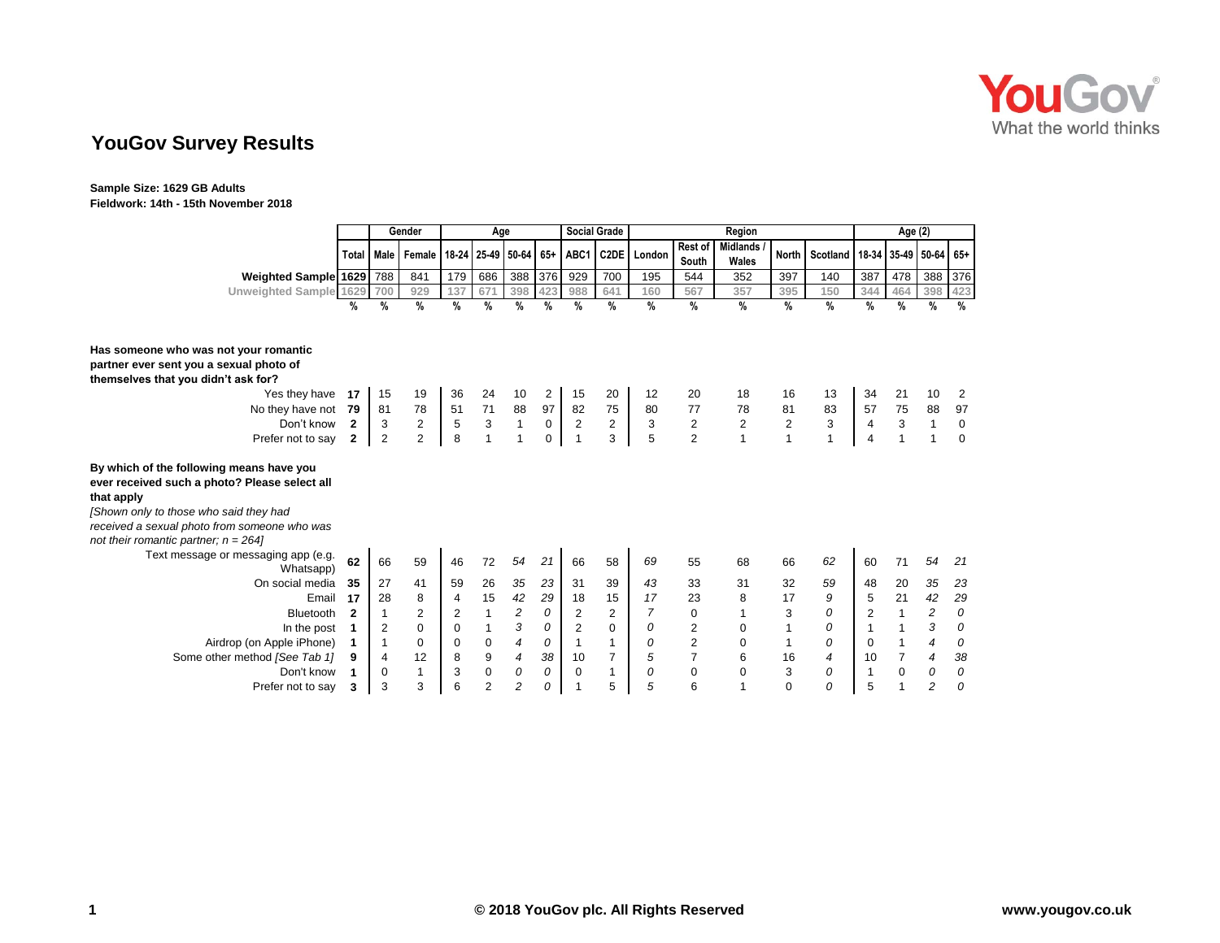# YouGov Survey Results

**Sample Size: 1629 GB Adults**
**Fieldwork: 14th - 15th November 2018**

| | | Gender | | Age | | | | Social Grade | | Region | | | | | Age (2) | | | |
|---|---|---|---|---|---|---|---|---|---|---|---|---|---|---|---|---|---|---|
| | Total | Male | Female | 18-24 | 25-49 | 50-64 | 65+ | ABC1 | C2DE | London | Rest of South | Midlands / Wales | North | Scotland | 18-34 | 35-49 | 50-64 | 65+ |
| Weighted Sample | 1629 | 788 | 841 | 179 | 686 | 388 | 376 | 929 | 700 | 195 | 544 | 352 | 397 | 140 | 387 | 478 | 388 | 376 |
| Unweighted Sample | 1629 | 700 | 929 | 137 | 671 | 398 | 423 | 988 | 641 | 160 | 567 | 357 | 395 | 150 | 344 | 464 | 398 | 423 |
| | % | % | % | % | % | % | % | % | % | % | % | % | % | % | % | % | % | % |
| **Has someone who was not your romantic partner ever sent you a sexual photo of themselves that you didn't ask for?** | | | | | | | | | | | | | | | | | | |
| Yes they have | 17 | 15 | 19 | 36 | 24 | 10 | 2 | 15 | 20 | 12 | 20 | 18 | 16 | 13 | 34 | 21 | 10 | 2 |
| No they have not | 79 | 81 | 78 | 51 | 71 | 88 | 97 | 82 | 75 | 80 | 77 | 78 | 81 | 83 | 57 | 75 | 88 | 97 |
| Don't know | 2 | 3 | 2 | 5 | 3 | 1 | 0 | 2 | 2 | 3 | 2 | 2 | 2 | 3 | 4 | 3 | 1 | 0 |
| Prefer not to say | 2 | 2 | 2 | 8 | 1 | 1 | 0 | 1 | 3 | 5 | 2 | 1 | 1 | 1 | 4 | 1 | 1 | 0 |
| **By which of the following means have you ever received such a photo? Please select all that apply** *[Shown only to those who said they had received a sexual photo from someone who was not their romantic partner; n = 264]* | | | | | | | | | | | | | | | | | | |
| Text message or messaging app (e.g. Whatsapp) | 62 | 66 | 59 | 46 | 72 | *54* | *21* | 66 | 58 | *69* | 55 | 68 | 66 | *62* | 60 | 71 | *54* | *21* |
| On social media | 35 | 27 | 41 | 59 | 26 | *35* | *23* | 31 | 39 | *43* | 33 | 31 | 32 | *59* | 48 | 20 | *35* | *23* |
| Email | 17 | 28 | 8 | 4 | 15 | *42* | *29* | 18 | 15 | *17* | 23 | 8 | 17 | *9* | 5 | 21 | *42* | *29* |
| Bluetooth | 2 | 1 | 2 | 2 | 1 | *2* | *0* | 2 | 2 | *7* | 0 | 1 | 3 | *0* | 2 | 1 | *2* | *0* |
| In the post | 1 | 2 | 0 | 0 | 1 | *3* | *0* | 2 | 0 | *0* | 2 | 0 | 1 | *0* | 1 | 1 | *3* | *0* |
| Airdrop (on Apple iPhone) | 1 | 1 | 0 | 0 | 0 | *4* | *0* | 1 | 1 | *0* | 2 | 0 | 1 | *0* | 0 | 1 | *4* | *0* |
| Some other method *[See Tab 1]* | 9 | 4 | 12 | 8 | 9 | *4* | *38* | 10 | 7 | *5* | 7 | 6 | 16 | *4* | 10 | 7 | *4* | *38* |
| Don't know | 1 | 0 | 1 | 3 | 0 | *0* | *0* | 0 | 1 | *0* | 0 | 0 | 3 | *0* | 1 | 0 | *0* | *0* |
| Prefer not to say | 3 | 3 | 3 | 6 | 2 | *2* | *0* | 1 | 5 | *5* | 6 | 1 | 0 | *0* | 5 | 1 | *2* | *0* |

© 2018 YouGov plc. All Rights Reserved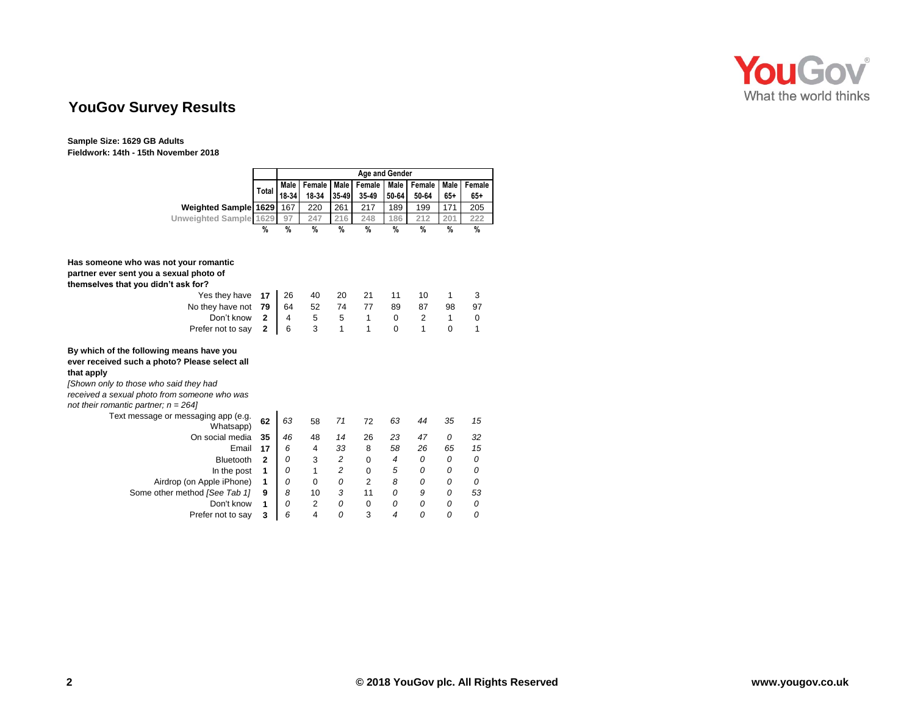## YouGov Survey Results

**Sample Size: 1629 GB Adults**
**Fieldwork: 14th - 15th November 2018**

| | Total | Age and Gender | | | | | | | |
|---|---|---|---|---|---|---|---|---|---|
| | | Male 18-34 | Female 18-34 | Male 35-49 | Female 35-49 | Male 50-64 | Female 50-64 | Male 65+ | Female 65+ |
| Weighted Sample | 1629 | 167 | 220 | 261 | 217 | 189 | 199 | 171 | 205 |
| Unweighted Sample | 1629 | 97 | 247 | 216 | 248 | 186 | 212 | 201 | 222 |
| | % | % | % | % | % | % | % | % | % |
| **Has someone who was not your romantic partner ever sent you a sexual photo of themselves that you didn't ask for?** | | | | | | | | | |
| Yes they have | 17 | 26 | 40 | 20 | 21 | 11 | 10 | 1 | 3 |
| No they have not | 79 | 64 | 52 | 74 | 77 | 89 | 87 | 98 | 97 |
| Don't know | 2 | 4 | 5 | 5 | 1 | 0 | 2 | 1 | 0 |
| Prefer not to say | 2 | 6 | 3 | 1 | 1 | 0 | 1 | 0 | 1 |
| **By which of the following means have you ever received such a photo? Please select all that apply** *[Shown only to those who said they had received a sexual photo from someone who was not their romantic partner; n = 264]* | | | | | | | | | |
| Text message or messaging app (e.g. Whatsapp) | 62 | *63* | 58 | *71* | 72 | *63* | *44* | *35* | *15* |
| On social media | 35 | *46* | 48 | *14* | 26 | *23* | *47* | *0* | *32* |
| Email | 17 | *6* | 4 | *33* | 8 | *58* | *26* | *65* | *15* |
| Bluetooth | 2 | *0* | 3 | *2* | 0 | *4* | *0* | *0* | *0* |
| In the post | 1 | *0* | 1 | *2* | 0 | *5* | *0* | *0* | *0* |
| Airdrop (on Apple iPhone) | 1 | *0* | 0 | *0* | 2 | *8* | *0* | *0* | *0* |
| Some other method *[See Tab 1]* | 9 | *8* | 10 | *3* | 11 | *0* | *9* | *0* | *53* |
| Don't know | 1 | *0* | 2 | *0* | 0 | *0* | *0* | *0* | *0* |
| Prefer not to say | 3 | *6* | 4 | *0* | 3 | *4* | *0* | *0* | *0* |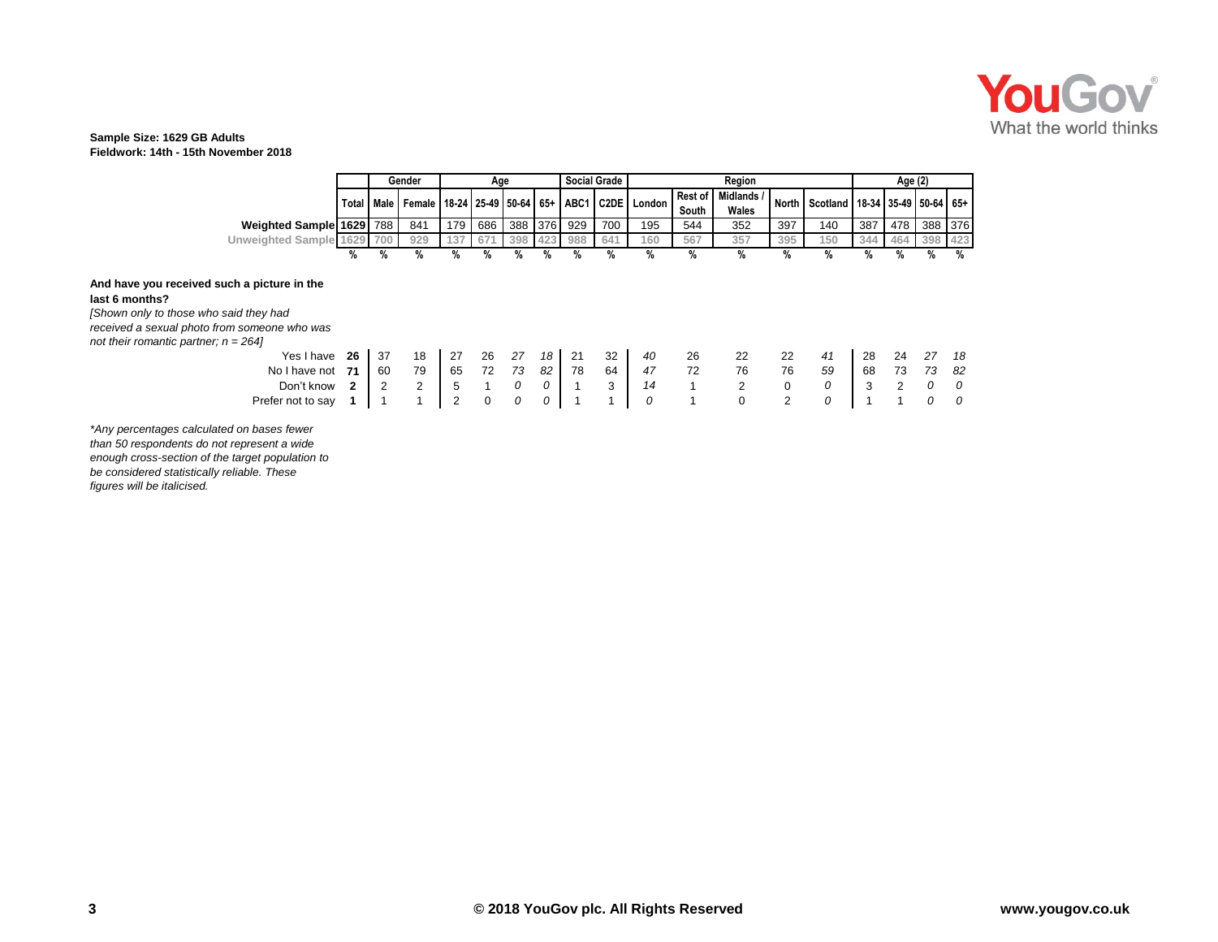**Sample Size: 1629 GB Adults**
**Fieldwork: 14th - 15th November 2018**

| | | Gender | | Age | | | | Social Grade | | Region | | | | | Age (2) | | | |
|---|---|---|---|---|---|---|---|---|---|---|---|---|---|---|---|---|---|---|
| | Total | Male | Female | 18-24 | 25-49 | 50-64 | 65+ | ABC1 | C2DE | London | Rest of South | Midlands / Wales | North | Scotland | 18-34 | 35-49 | 50-64 | 65+ |
| **Weighted Sample** | **1629** | 788 | 841 | 179 | 686 | 388 | 376 | 929 | 700 | 195 | 544 | 352 | 397 | 140 | 387 | 478 | 388 | 376 |
| Unweighted Sample | 1629 | 700 | 929 | 137 | 671 | 398 | 423 | 988 | 641 | 160 | 567 | 357 | 395 | 150 | 344 | 464 | 398 | 423 |
| | % | % | % | % | % | % | % | % | % | % | % | % | % | % | % | % | % | % |
| **And have you received such a picture in the last 6 months?** *[Shown only to those who said they had received a sexual photo from someone who was not their romantic partner; n = 264]* | | | | | | | | | | | | | | | | | | |
| Yes I have | **26** | 37 | 18 | 27 | 26 | *27* | *18* | 21 | 32 | *40* | 26 | 22 | 22 | *41* | 28 | 24 | *27* | *18* |
| No I have not | **71** | 60 | 79 | 65 | 72 | *73* | *82* | 78 | 64 | *47* | 72 | 76 | 76 | *59* | 68 | 73 | *73* | *82* |
| Don't know | **2** | 2 | 2 | 5 | 1 | *0* | *0* | 1 | 3 | *14* | 1 | 2 | 0 | *0* | 3 | 2 | *0* | *0* |
| Prefer not to say | **1** | 1 | 1 | 2 | 0 | *0* | *0* | 1 | 1 | *0* | 1 | 0 | 2 | *0* | 1 | 1 | *0* | *0* |

*\*Any percentages calculated on bases fewer than 50 respondents do not represent a wide enough cross-section of the target population to be considered statistically reliable. These figures will be italicised.*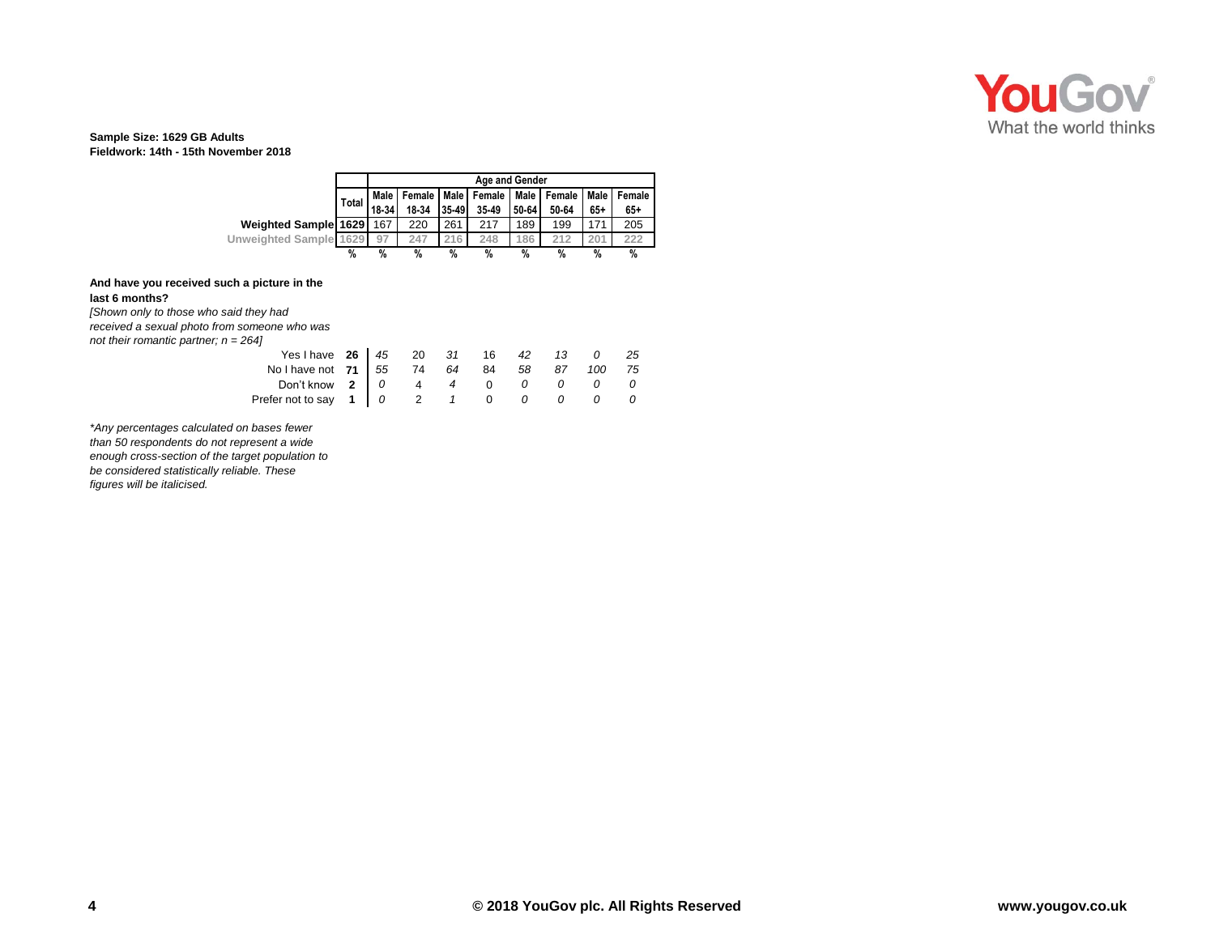**Sample Size: 1629 GB Adults**
**Fieldwork: 14th - 15th November 2018**

| | Total | Age and Gender | | | | | | | |
|---|---|---|---|---|---|---|---|---|---|
| | | Male 18-34 | Female 18-34 | Male 35-49 | Female 35-49 | Male 50-64 | Female 50-64 | Male 65+ | Female 65+ |
| **Weighted Sample** | **1629** | 167 | 220 | 261 | 217 | 189 | 199 | 171 | 205 |
| Unweighted Sample | 1629 | 97 | 247 | 216 | 248 | 186 | 212 | 201 | 222 |
| | % | % | % | % | % | % | % | % | % |
| **And have you received such a picture in the last 6 months?** *[Shown only to those who said they had received a sexual photo from someone who was not their romantic partner; n = 264]* | | | | | | | | | |
| Yes I have | **26** | *45* | 20 | *31* | 16 | *42* | *13* | *0* | *25* |
| No I have not | **71** | *55* | 74 | *64* | 84 | *58* | *87* | *100* | *75* |
| Don't know | **2** | *0* | 4 | *4* | 0 | *0* | *0* | *0* | *0* |
| Prefer not to say | **1** | *0* | 2 | *1* | 0 | *0* | *0* | *0* | *0* |

*\*Any percentages calculated on bases fewer than 50 respondents do not represent a wide enough cross-section of the target population to be considered statistically reliable. These figures will be italicised.*